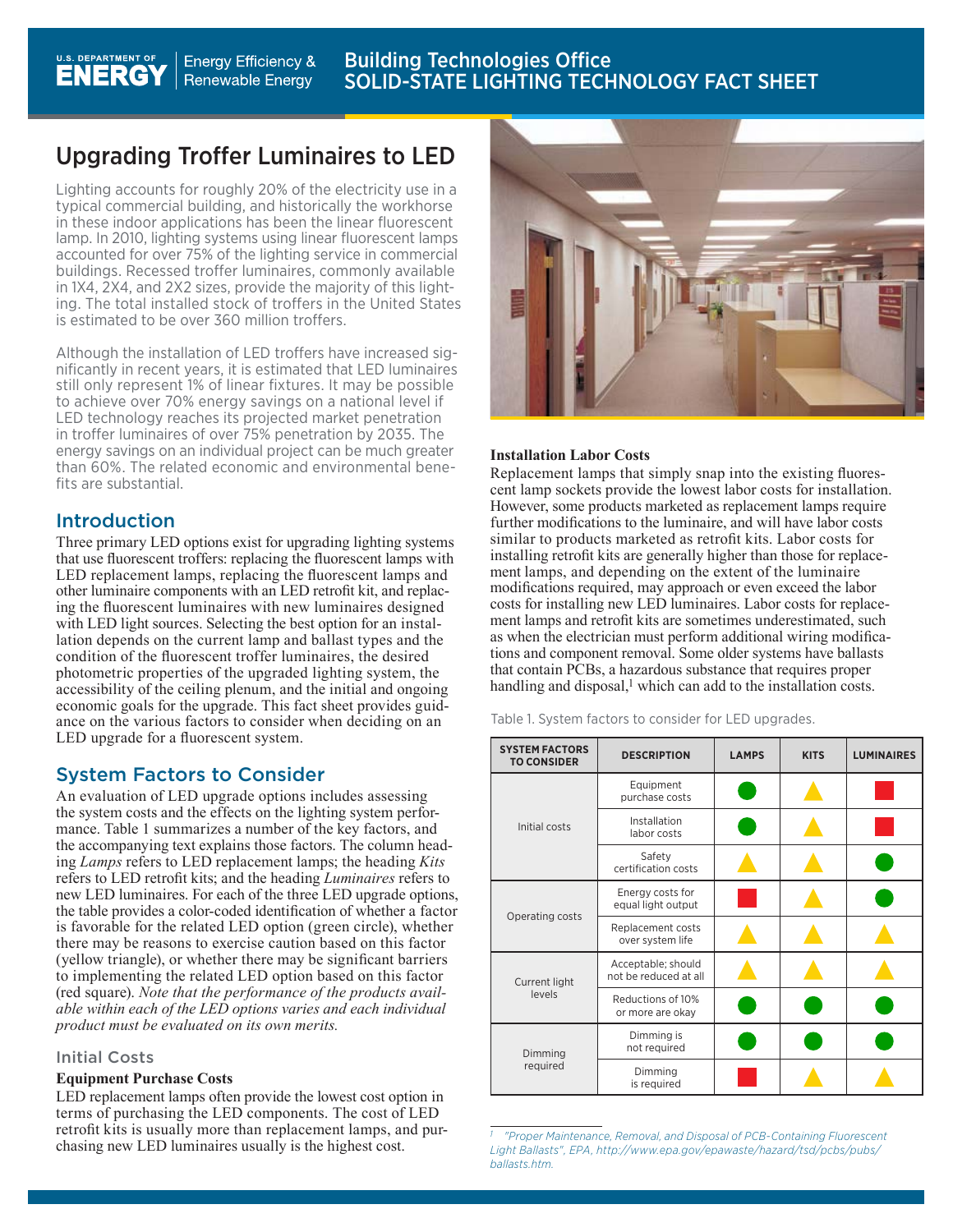# Upgrading Troffer Luminaires to LED

Lighting accounts for roughly 20% of the electricity use in a typical commercial building, and historically the workhorse in these indoor applications has been the linear fluorescent lamp. In 2010, lighting systems using linear fluorescent lamps accounted for over 75% of the lighting service in commercial buildings. Recessed troffer luminaires, commonly available in 1X4, 2X4, and 2X2 sizes, provide the majority of this lighting. The total installed stock of troffers in the United States is estimated to be over 360 million troffers.

Although the installation of LED troffers have increased significantly in recent years, it is estimated that LED luminaires still only represent 1% of linear fixtures. It may be possible to achieve over 70% energy savings on a national level if LED technology reaches its projected market penetration in troffer luminaires of over 75% penetration by 2035. The energy savings on an individual project can be much greater than 60%. The related economic and environmental benefits are substantial.

## Introduction

Three primary LED options exist for upgrading lighting systems that use fluorescent troffers: replacing the fluorescent lamps with LED replacement lamps, replacing the fluorescent lamps and other luminaire components with an LED retrofit kit, and replacing the fluorescent luminaires with new luminaires designed with LED light sources. Selecting the best option for an installation depends on the current lamp and ballast types and the condition of the fluorescent troffer luminaires, the desired photometric properties of the upgraded lighting system, the accessibility of the ceiling plenum, and the initial and ongoing economic goals for the upgrade. This fact sheet provides guidance on the various factors to consider when deciding on an LED upgrade for a fluorescent system.

## System Factors to Consider

An evaluation of LED upgrade options includes assessing the system costs and the effects on the lighting system performance. Table 1 summarizes a number of the key factors, and the accompanying text explains those factors. The column heading *Lamps* refers to LED replacement lamps; the heading *Kits* refers to LED retrofit kits; and the heading *Luminaires* refers to new LED luminaires. For each of the three LED upgrade options, the table provides a color-coded identification of whether a factor is favorable for the related LED option (green circle), whether there may be reasons to exercise caution based on this factor (yellow triangle), or whether there may be significant barriers to implementing the related LED option based on this factor (red square). *Note that the performance of the products available within each of the LED options varies and each individual product must be evaluated on its own merits.*

### Initial Costs

**Equipment Purchase Costs**

LED replacement lamps often provide the lowest cost option in terms of purchasing the LED components. The cost of LED retrofit kits is usually more than replacement lamps, and purchasing new LED luminaires usually is the highest cost.

**Installation Labor Costs**

Replacement lamps that simply snap into the existing fluorescent lamp sockets provide the lowest labor costs for installation. However, some products marketed as replacement lamps require further modifications to the luminaire, and will have labor costs similar to products marketed as retrofit kits. Labor costs for installing retrofit kits are generally higher than those for replacement lamps, and depending on the extent of the luminaire modifications required, may approach or even exceed the labor costs for installing new LED luminaires. Labor costs for replacement lamps and retrofit kits are sometimes underestimated, such as when the electrician must perform additional wiring modifications and component removal. Some older systems have ballasts that contain PCBs, a hazardous substance that requires proper handling and disposal,[1] which can add to the installation costs.

Table 1. System factors to consider for LED upgrades.

| SYSTEM FACTORS TO CONSIDER | DESCRIPTION | LAMPS | KITS | LUMINAIRES |
|---|---|---|---|---|
| Initial costs | Equipment purchase costs | Green circle | Yellow triangle | Red square |
| | Installation labor costs | Green circle | Yellow triangle | Red square |
| | Safety certification costs | Yellow triangle | Yellow triangle | Green circle |
| Operating costs | Energy costs for equal light output | Red square | Yellow triangle | Green circle |
| | Replacement costs over system life | Yellow triangle | Yellow triangle | Yellow triangle |
| Current light levels | Acceptable; should not be reduced at all | Yellow triangle | Yellow triangle | Yellow triangle |
| | Reductions of 10% or more are okay | Green circle | Green circle | Green circle |
| Dimming required | Dimming is not required | Green circle | Green circle | Green circle |
| | Dimming is required | Red square | Yellow triangle | Yellow triangle |

[1] *"Proper Maintenance, Removal, and Disposal of PCB-Containing Fluorescent Light Ballasts", EPA, http://www.epa.gov/epawaste/hazard/tsd/pcbs/pubs/ballasts.htm.*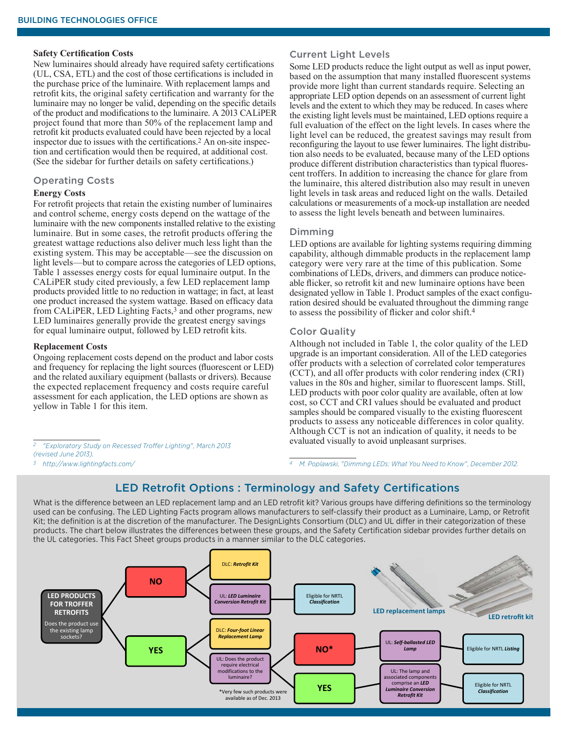### Safety Certification Costs

New luminaires should already have required safety certifications (UL, CSA, ETL) and the cost of those certifications is included in the purchase price of the luminaire. With replacement lamps and retrofit kits, the original safety certification and warranty for the luminaire may no longer be valid, depending on the specific details of the product and modifications to the luminaire. A 2013 CALiPER project found that more than 50% of the replacement lamp and retrofit kit products evaluated could have been rejected by a local inspector due to issues with the certifications.[2] An on-site inspection and certification would then be required, at additional cost. (See the sidebar for further details on safety certifications.)

## Operating Costs

### Energy Costs

For retrofit projects that retain the existing number of luminaires and control scheme, energy costs depend on the wattage of the luminaire with the new components installed relative to the existing luminaire. But in some cases, the retrofit products offering the greatest wattage reductions also deliver much less light than the existing system. This may be acceptable—see the discussion on light levels—but to compare across the categories of LED options, Table 1 assesses energy costs for equal luminaire output. In the CALiPER study cited previously, a few LED replacement lamp products provided little to no reduction in wattage; in fact, at least one product increased the system wattage. Based on efficacy data from CALiPER, LED Lighting Facts,[3] and other programs, new LED luminaires generally provide the greatest energy savings for equal luminaire output, followed by LED retrofit kits.

### Replacement Costs

Ongoing replacement costs depend on the product and labor costs and frequency for replacing the light sources (fluorescent or LED) and the related auxiliary equipment (ballasts or drivers). Because the expected replacement frequency and costs require careful assessment for each application, the LED options are shown as yellow in Table 1 for this item.

[2] *"Exploratory Study on Recessed Troffer Lighting", March 2013 (revised June 2013).*

[3] *http://www.lightingfacts.com/*

## Current Light Levels

Some LED products reduce the light output as well as input power, based on the assumption that many installed fluorescent systems provide more light than current standards require. Selecting an appropriate LED option depends on an assessment of current light levels and the extent to which they may be reduced. In cases where the existing light levels must be maintained, LED options require a full evaluation of the effect on the light levels. In cases where the light level can be reduced, the greatest savings may result from reconfiguring the layout to use fewer luminaires. The light distribution also needs to be evaluated, because many of the LED options produce different distribution characteristics than typical fluorescent troffers. In addition to increasing the chance for glare from the luminaire, this altered distribution also may result in uneven light levels in task areas and reduced light on the walls. Detailed calculations or measurements of a mock-up installation are needed to assess the light levels beneath and between luminaires.

## Dimming

LED options are available for lighting systems requiring dimming capability, although dimmable products in the replacement lamp category were very rare at the time of this publication. Some combinations of LEDs, drivers, and dimmers can produce noticeable flicker, so retrofit kit and new luminaire options have been designated yellow in Table 1. Product samples of the exact configuration desired should be evaluated throughout the dimming range to assess the possibility of flicker and color shift.[4]

## Color Quality

Although not included in Table 1, the color quality of the LED upgrade is an important consideration. All of the LED categories offer products with a selection of correlated color temperatures (CCT), and all offer products with color rendering index (CRI) values in the 80s and higher, similar to fluorescent lamps. Still, LED products with poor color quality are available, often at low cost, so CCT and CRI values should be evaluated and product samples should be compared visually to the existing fluorescent products to assess any noticeable differences in color quality. Although CCT is not an indication of quality, it needs to be evaluated visually to avoid unpleasant surprises.

[4] *M. Poplawski, "Dimming LEDs: What You Need to Know", December 2012.*

## LED Retrofit Options : Terminology and Safety Certifications

What is the difference between an LED replacement lamp and an LED retrofit kit? Various groups have differing definitions so the terminology used can be confusing. The LED Lighting Facts program allows manufacturers to self-classify their product as a Luminaire, Lamp, or Retrofit Kit; the definition is at the discretion of the manufacturer. The DesignLights Consortium (DLC) and UL differ in their categorization of these products. The chart below illustrates the differences between these groups, and the Safety Certification sidebar provides further details on the UL categories. This Fact Sheet groups products in a manner similar to the DLC categories.

**LED PRODUCTS FOR TROFFER RETROFITS** — Does the product use the existing lamp sockets?

- **NO**
  - DLC: ***Retrofit Kit***
  - UL: ***LED Luminaire Conversion Retrofit Kit*** → Eligible for NRTL ***Classification***
- **YES**
  - DLC: ***Four-foot Linear Replacement Lamp***
  - UL: Does the product require electrical modifications to the luminaire?
    - **NO*** → UL: ***Self-ballasted LED Lamp*** → Eligible for NRTL ***Listing***
    - **YES** → UL: The lamp and associated components comprise an ***LED Luminaire Conversion Retrofit Kit*** → Eligible for NRTL ***Classification***

*Very few such products were available as of Dec. 2013

LED replacement lamps

LED retrofit kit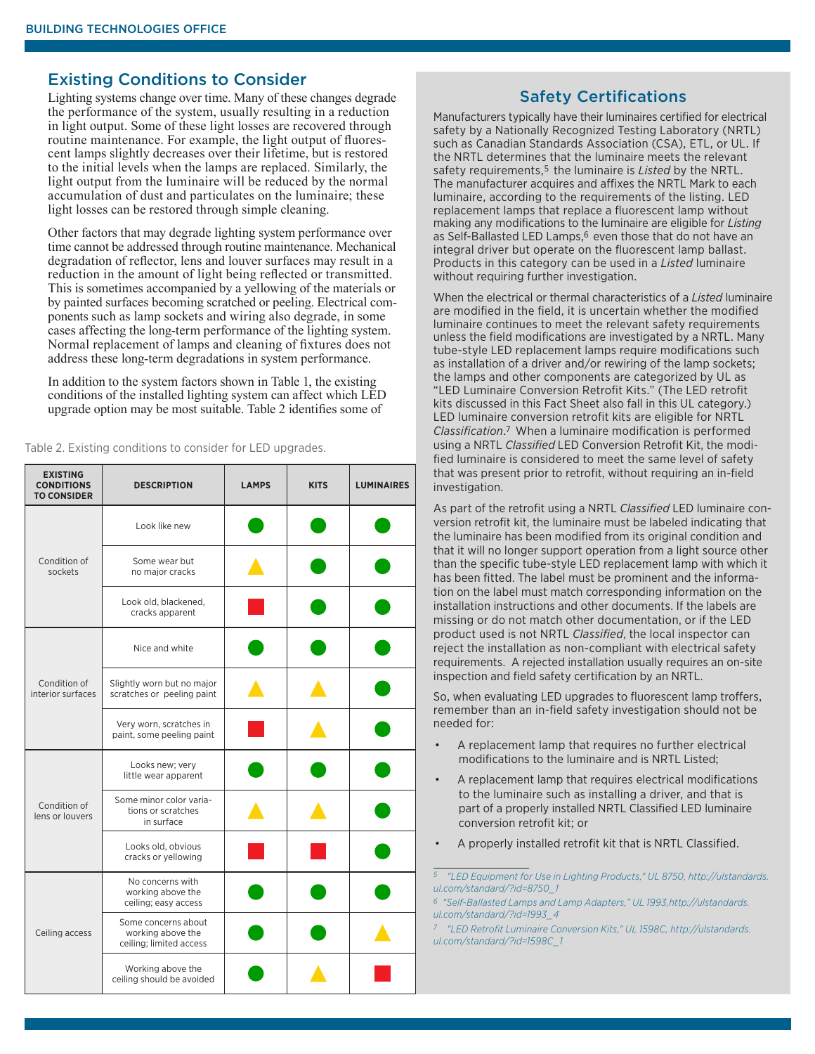## Existing Conditions to Consider

Lighting systems change over time. Many of these changes degrade the performance of the system, usually resulting in a reduction in light output. Some of these light losses are recovered through routine maintenance. For example, the light output of fluorescent lamps slightly decreases over their lifetime, but is restored to the initial levels when the lamps are replaced. Similarly, the light output from the luminaire will be reduced by the normal accumulation of dust and particulates on the luminaire; these light losses can be restored through simple cleaning.

Other factors that may degrade lighting system performance over time cannot be addressed through routine maintenance. Mechanical degradation of reflector, lens and louver surfaces may result in a reduction in the amount of light being reflected or transmitted. This is sometimes accompanied by a yellowing of the materials or by painted surfaces becoming scratched or peeling. Electrical components such as lamp sockets and wiring also degrade, in some cases affecting the long-term performance of the lighting system. Normal replacement of lamps and cleaning of fixtures does not address these long-term degradations in system performance.

In addition to the system factors shown in Table 1, the existing conditions of the installed lighting system can affect which LED upgrade option may be most suitable. Table 2 identifies some of

Table 2. Existing conditions to consider for LED upgrades.

| EXISTING CONDITIONS TO CONSIDER | DESCRIPTION | LAMPS | KITS | LUMINAIRES |
|---|---|---|---|---|
| Condition of sockets | Look like new | ● (green) | ● (green) | ● (green) |
| | Some wear but no major cracks | ▲ (yellow) | ● (green) | ● (green) |
| | Look old, blackened, cracks apparent | ■ (red) | ● (green) | ● (green) |
| Condition of interior surfaces | Nice and white | ● (green) | ● (green) | ● (green) |
| | Slightly worn but no major scratches or peeling paint | ▲ (yellow) | ▲ (yellow) | ● (green) |
| | Very worn, scratches in paint, some peeling paint | ■ (red) | ▲ (yellow) | ● (green) |
| Condition of lens or louvers | Looks new; very little wear apparent | ● (green) | ● (green) | ● (green) |
| | Some minor color variations or scratches in surface | ▲ (yellow) | ▲ (yellow) | ● (green) |
| | Looks old, obvious cracks or yellowing | ■ (red) | ■ (red) | ● (green) |
| Ceiling access | No concerns with working above the ceiling; easy access | ● (green) | ● (green) | ● (green) |
| | Some concerns about working above the ceiling; limited access | ● (green) | ● (green) | ▲ (yellow) |
| | Working above the ceiling should be avoided | ● (green) | ▲ (yellow) | ■ (red) |

## Safety Certifications

Manufacturers typically have their luminaires certified for electrical safety by a Nationally Recognized Testing Laboratory (NRTL) such as Canadian Standards Association (CSA), ETL, or UL. If the NRTL determines that the luminaire meets the relevant safety requirements,[5] the luminaire is *Listed* by the NRTL. The manufacturer acquires and affixes the NRTL Mark to each luminaire, according to the requirements of the listing. LED replacement lamps that replace a fluorescent lamp without making any modifications to the luminaire are eligible for *Listing* as Self-Ballasted LED Lamps,[6] even those that do not have an integral driver but operate on the fluorescent lamp ballast. Products in this category can be used in a *Listed* luminaire without requiring further investigation.

When the electrical or thermal characteristics of a *Listed* luminaire are modified in the field, it is uncertain whether the modified luminaire continues to meet the relevant safety requirements unless the field modifications are investigated by a NRTL. Many tube-style LED replacement lamps require modifications such as installation of a driver and/or rewiring of the lamp sockets; the lamps and other components are categorized by UL as "LED Luminaire Conversion Retrofit Kits." (The LED retrofit kits discussed in this Fact Sheet also fall in this UL category.) LED luminaire conversion retrofit kits are eligible for NRTL *Classification*.[7] When a luminaire modification is performed using a NRTL *Classified* LED Conversion Retrofit Kit, the modified luminaire is considered to meet the same level of safety that was present prior to retrofit, without requiring an in-field investigation.

As part of the retrofit using a NRTL *Classified* LED luminaire conversion retrofit kit, the luminaire must be labeled indicating that the luminaire has been modified from its original condition and that it will no longer support operation from a light source other than the specific tube-style LED replacement lamp with which it has been fitted. The label must be prominent and the information on the label must match corresponding information on the installation instructions and other documents. If the labels are missing or do not match other documentation, or if the LED product used is not NRTL *Classified*, the local inspector can reject the installation as non-compliant with electrical safety requirements. A rejected installation usually requires an on-site inspection and field safety certification by an NRTL.

So, when evaluating LED upgrades to fluorescent lamp troffers, remember than an in-field safety investigation should not be needed for:

- A replacement lamp that requires no further electrical modifications to the luminaire and is NRTL Listed;
- A replacement lamp that requires electrical modifications to the luminaire such as installing a driver, and that is part of a properly installed NRTL Classified LED luminaire conversion retrofit kit; or
- A properly installed retrofit kit that is NRTL Classified.

---

[5] *"LED Equipment for Use in Lighting Products," UL 8750, http://ulstandards.ul.com/standard/?id=8750_1*

[6] *"Self-Ballasted Lamps and Lamp Adapters," UL 1993,http://ulstandards.ul.com/standard/?id=1993_4*

[7] *"LED Retrofit Luminaire Conversion Kits," UL 1598C, http://ulstandards.ul.com/standard/?id=1598C_1*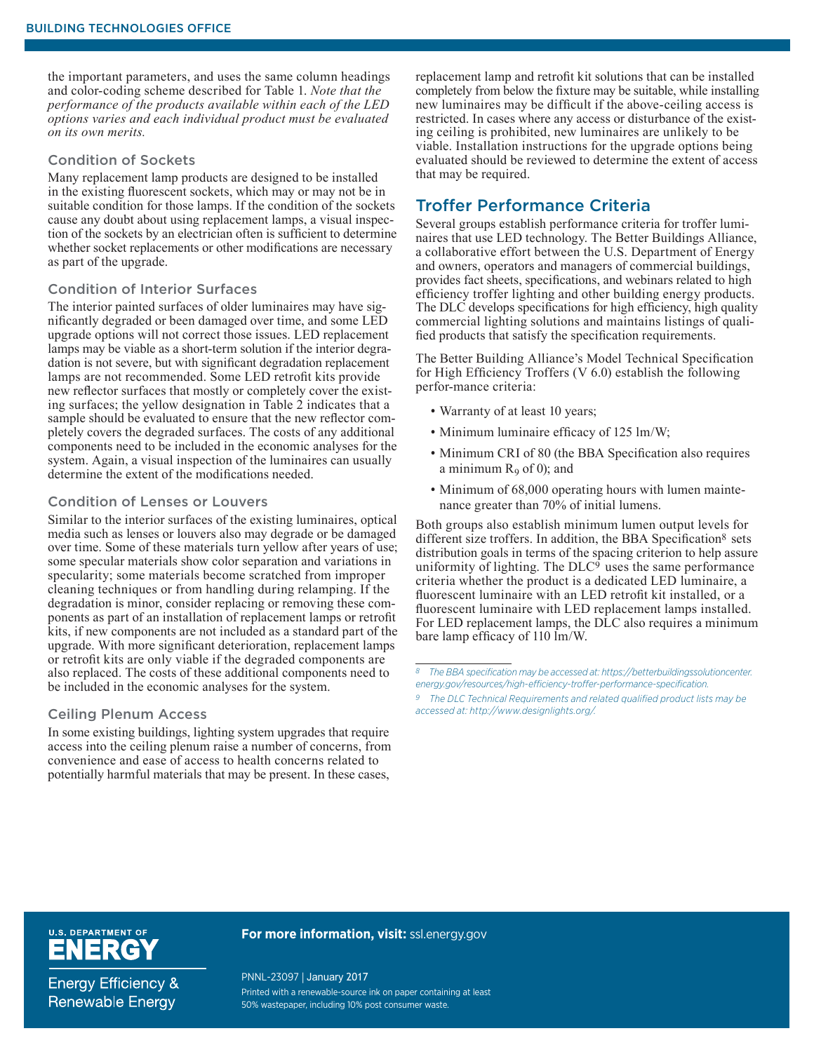the important parameters, and uses the same column headings and color-coding scheme described for Table 1. *Note that the performance of the products available within each of the LED options varies and each individual product must be evaluated on its own merits.*

### Condition of Sockets

Many replacement lamp products are designed to be installed in the existing fluorescent sockets, which may or may not be in suitable condition for those lamps. If the condition of the sockets cause any doubt about using replacement lamps, a visual inspection of the sockets by an electrician often is sufficient to determine whether socket replacements or other modifications are necessary as part of the upgrade.

### Condition of Interior Surfaces

The interior painted surfaces of older luminaires may have significantly degraded or been damaged over time, and some LED upgrade options will not correct those issues. LED replacement lamps may be viable as a short-term solution if the interior degradation is not severe, but with significant degradation replacement lamps are not recommended. Some LED retrofit kits provide new reflector surfaces that mostly or completely cover the existing surfaces; the yellow designation in Table 2 indicates that a sample should be evaluated to ensure that the new reflector completely covers the degraded surfaces. The costs of any additional components need to be included in the economic analyses for the system. Again, a visual inspection of the luminaires can usually determine the extent of the modifications needed.

### Condition of Lenses or Louvers

Similar to the interior surfaces of the existing luminaires, optical media such as lenses or louvers also may degrade or be damaged over time. Some of these materials turn yellow after years of use; some specular materials show color separation and variations in specularity; some materials become scratched from improper cleaning techniques or from handling during relamping. If the degradation is minor, consider replacing or removing these components as part of an installation of replacement lamps or retrofit kits, if new components are not included as a standard part of the upgrade. With more significant deterioration, replacement lamps or retrofit kits are only viable if the degraded components are also replaced. The costs of these additional components need to be included in the economic analyses for the system.

### Ceiling Plenum Access

In some existing buildings, lighting system upgrades that require access into the ceiling plenum raise a number of concerns, from convenience and ease of access to health concerns related to potentially harmful materials that may be present. In these cases, replacement lamp and retrofit kit solutions that can be installed completely from below the fixture may be suitable, while installing new luminaires may be difficult if the above-ceiling access is restricted. In cases where any access or disturbance of the existing ceiling is prohibited, new luminaires are unlikely to be viable. Installation instructions for the upgrade options being evaluated should be reviewed to determine the extent of access that may be required.

## Troffer Performance Criteria

Several groups establish performance criteria for troffer luminaires that use LED technology. The Better Buildings Alliance, a collaborative effort between the U.S. Department of Energy and owners, operators and managers of commercial buildings, provides fact sheets, specifications, and webinars related to high efficiency troffer lighting and other building energy products. The DLC develops specifications for high efficiency, high quality commercial lighting solutions and maintains listings of qualified products that satisfy the specification requirements.

The Better Building Alliance's Model Technical Specification for High Efficiency Troffers (V 6.0) establish the following perfor-mance criteria:

- Warranty of at least 10 years;
- Minimum luminaire efficacy of 125 lm/W;
- Minimum CRI of 80 (the BBA Specification also requires a minimum $R_9$ of 0); and
- Minimum of 68,000 operating hours with lumen maintenance greater than 70% of initial lumens.

Both groups also establish minimum lumen output levels for different size troffers. In addition, the BBA Specification[8] sets distribution goals in terms of the spacing criterion to help assure uniformity of lighting. The DLC[9] uses the same performance criteria whether the product is a dedicated LED luminaire, a fluorescent luminaire with an LED retrofit kit installed, or a fluorescent luminaire with LED replacement lamps installed. For LED replacement lamps, the DLC also requires a minimum bare lamp efficacy of 110 lm/W.

*[8] The BBA specification may be accessed at: https://betterbuildingssolutioncenter.energy.gov/resources/high-efficiency-troffer-performance-specification.*

*[9] The DLC Technical Requirements and related qualified product lists may be accessed at: http://www.designlights.org/.*

U.S. DEPARTMENT OF ENERGY

Energy Efficiency & Renewable Energy

**For more information, visit:** ssl.energy.gov

PNNL-23097 | January 2017

Printed with a renewable-source ink on paper containing at least 50% wastepaper, including 10% post consumer waste.